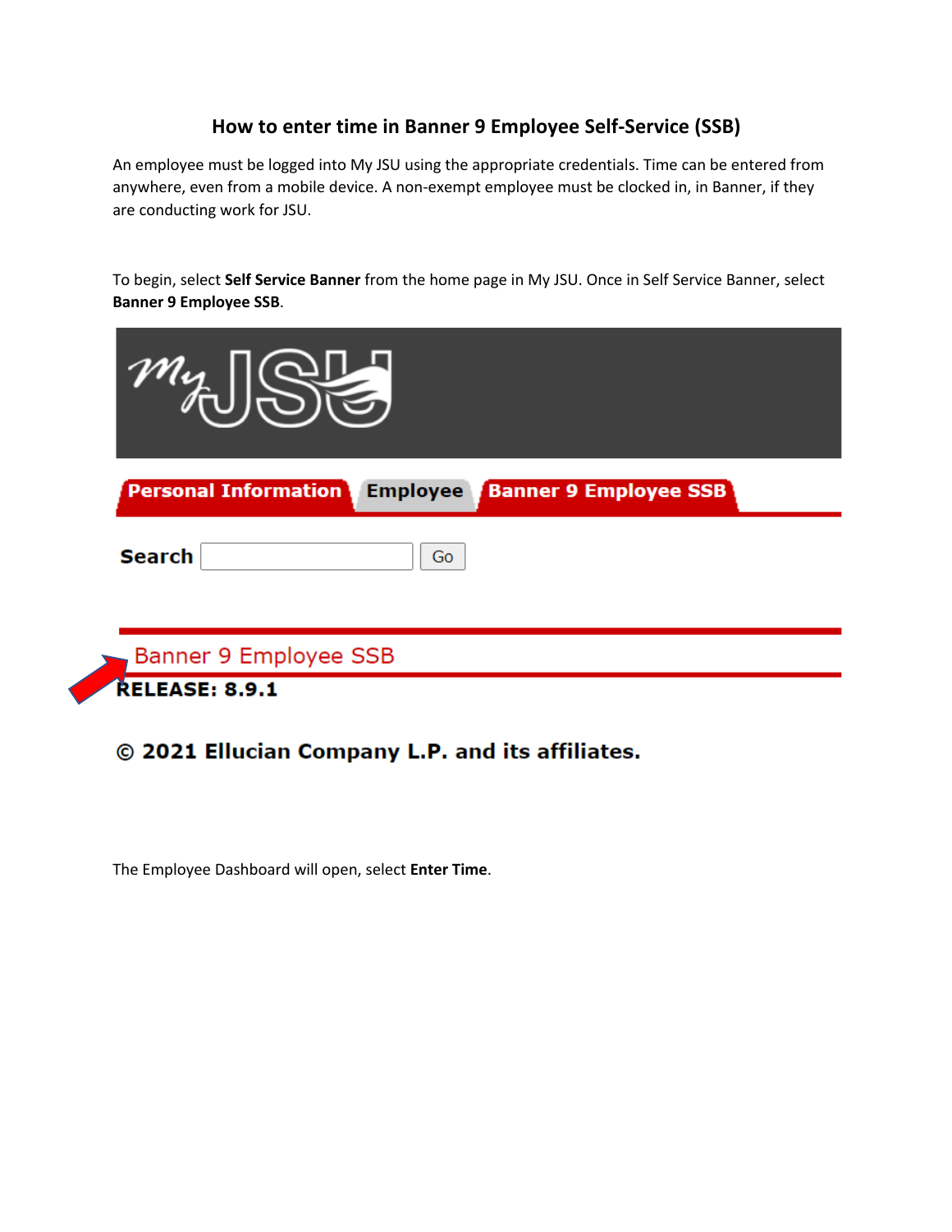# How to enter time in Banner 9 Employee Self-Service (SSB)

An employee must be logged into My JSU using the appropriate credentials. Time can be entered from anywhere, even from a mobile device. A non-exempt employee must be clocked in, in Banner, if they are conducting work for JSU.

To begin, select **Self Service Banner** from the home page in My JSU. Once in Self Service Banner, select **Banner 9 Employee SSB**.

Personal Information | Employee | Banner 9 Employee SSB

Search [ ] Go

Banner 9 Employee SSB

**RELEASE: 8.9.1**

**© 2021 Ellucian Company L.P. and its affiliates.**

The Employee Dashboard will open, select **Enter Time**.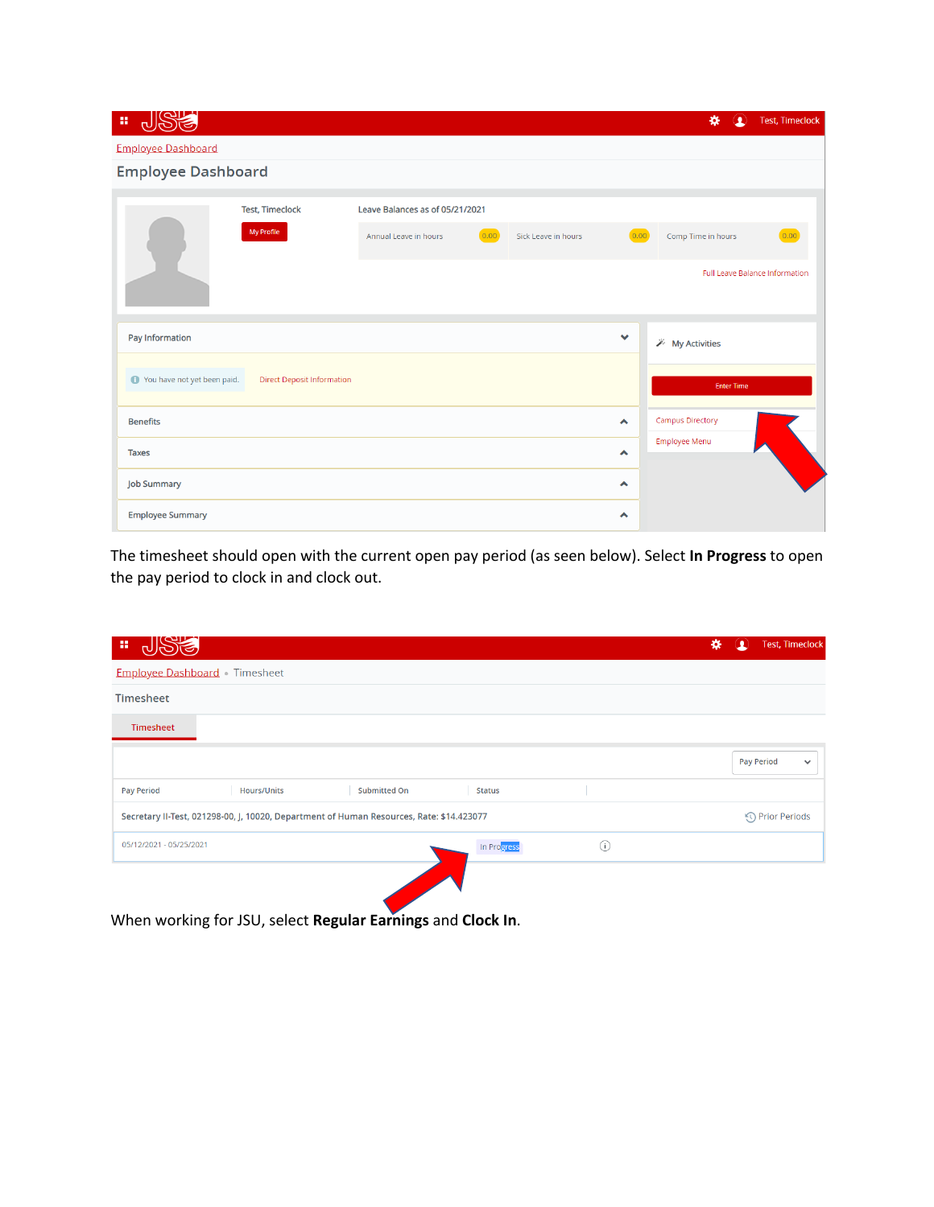The timesheet should open with the current open pay period (as seen below). Select **In Progress** to open the pay period to clock in and clock out.

When working for JSU, select **Regular Earnings** and **Clock In**.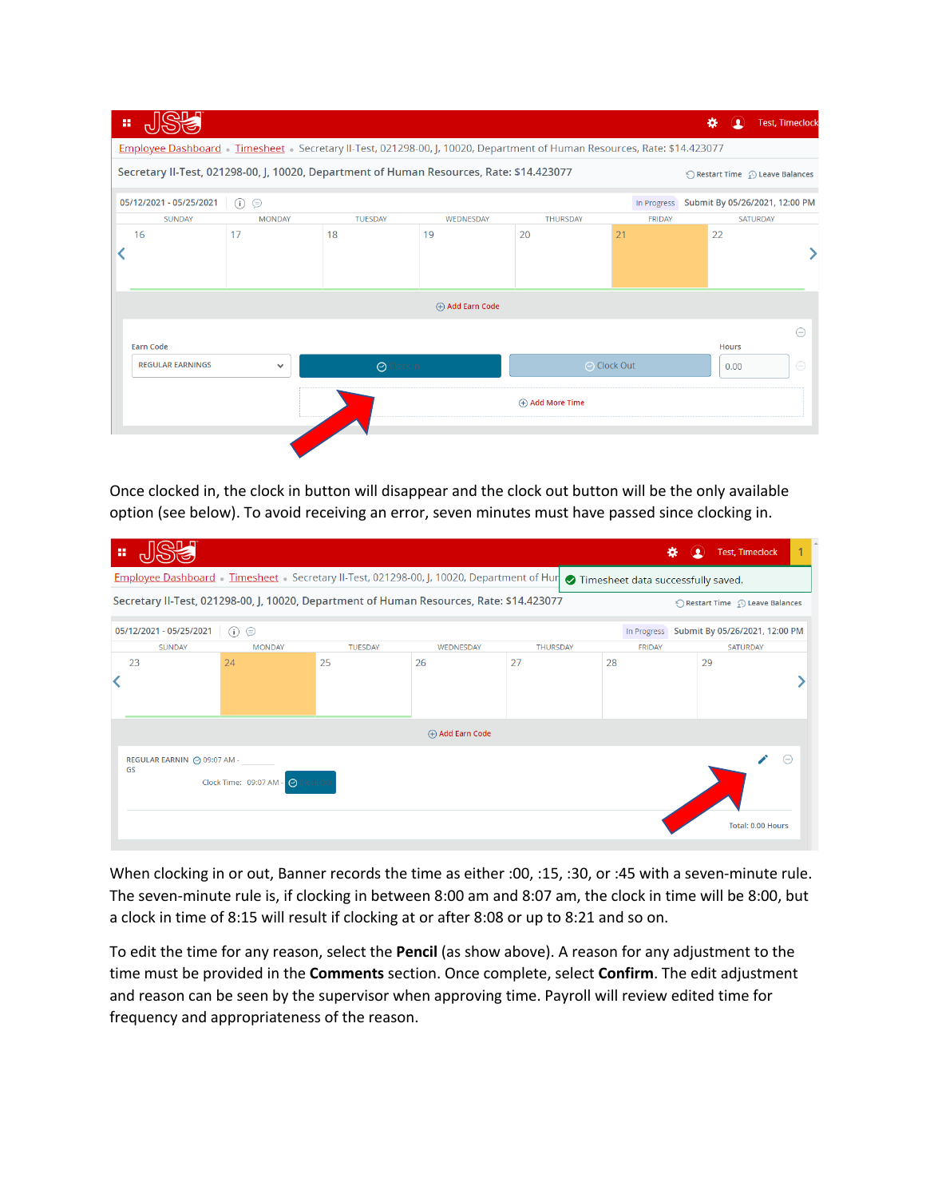Once clocked in, the clock in button will disappear and the clock out button will be the only available option (see below). To avoid receiving an error, seven minutes must have passed since clocking in.

When clocking in or out, Banner records the time as either :00, :15, :30, or :45 with a seven-minute rule. The seven-minute rule is, if clocking in between 8:00 am and 8:07 am, the clock in time will be 8:00, but a clock in time of 8:15 will result if clocking at or after 8:08 or up to 8:21 and so on.

To edit the time for any reason, select the **Pencil** (as show above). A reason for any adjustment to the time must be provided in the **Comments** section. Once complete, select **Confirm**. The edit adjustment and reason can be seen by the supervisor when approving time. Payroll will review edited time for frequency and appropriateness of the reason.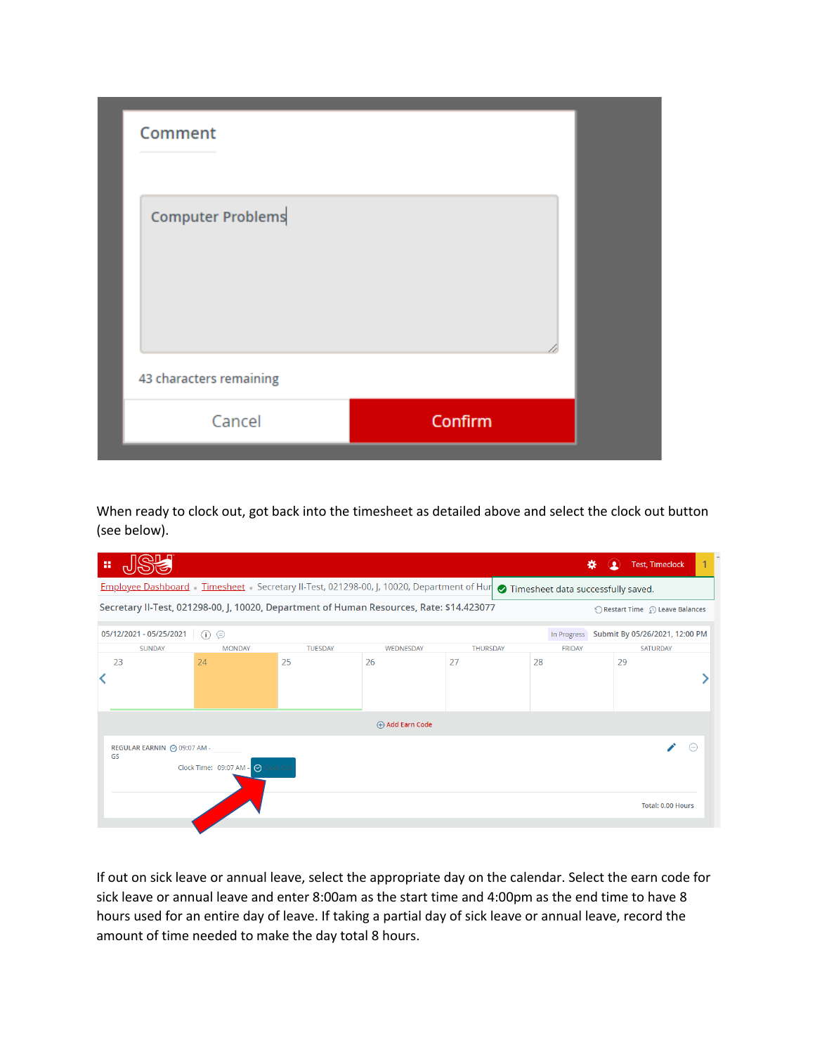When ready to clock out, got back into the timesheet as detailed above and select the clock out button (see below).

If out on sick leave or annual leave, select the appropriate day on the calendar. Select the earn code for sick leave or annual leave and enter 8:00am as the start time and 4:00pm as the end time to have 8 hours used for an entire day of leave. If taking a partial day of sick leave or annual leave, record the amount of time needed to make the day total 8 hours.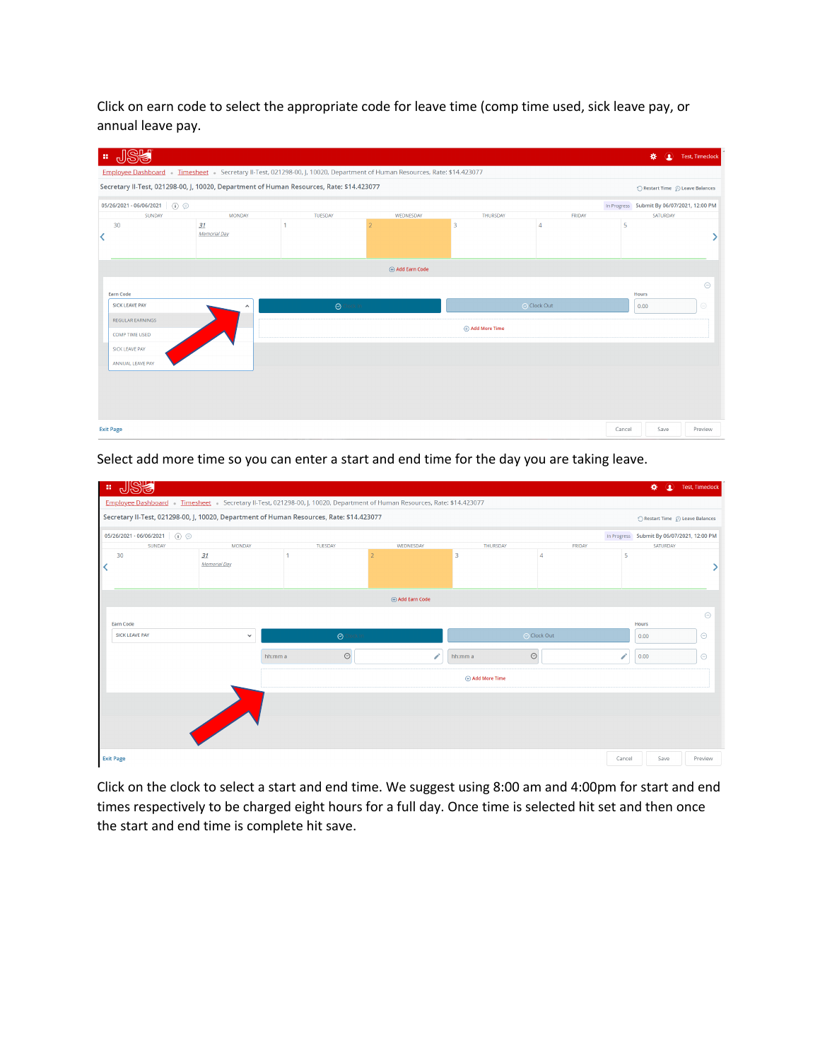Click on earn code to select the appropriate code for leave time (comp time used, sick leave pay, or annual leave pay.

Select add more time so you can enter a start and end time for the day you are taking leave.

Click on the clock to select a start and end time. We suggest using 8:00 am and 4:00pm for start and end times respectively to be charged eight hours for a full day. Once time is selected hit set and then once the start and end time is complete hit save.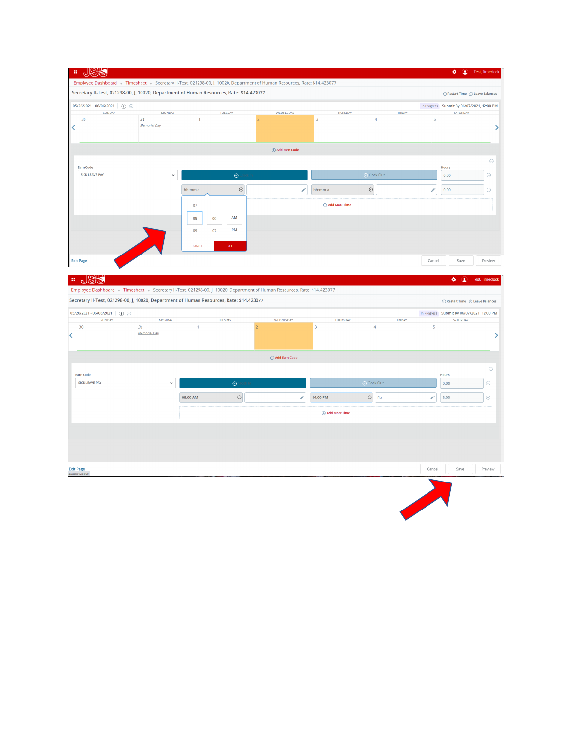Test, Timeclock

Employee Dashboard • Timesheet • Secretary II-Test, 021298-00, J, 10020, Department of Human Resources, Rate: $14.423077

Secretary II-Test, 021298-00, J, 10020, Department of Human Resources, Rate: $14.423077

Restart Time · Leave Balances

05/26/2021 - 06/06/2021 · In Progress · Submit By 06/07/2021, 12:00 PM

| SUNDAY | MONDAY | TUESDAY | WEDNESDAY | THURSDAY | FRIDAY | SATURDAY |
|---|---|---|---|---|---|---|
| 30 | 31 *Memorial Day* | 1 | 2 | 3 | 4 | 5 |

Add Earn Code

Earn Code: SICK LEAVE PAY

Clock In · Clock Out · Hours

hh:mm a · hh:mm a · 0.00 · 0.00

07 · 08 · 00 · AM · 09 · 07 · PM

CANCEL · SET

Add More Time

Exit Page · Cancel · Save · Preview

---

Test, Timeclock

Employee Dashboard • Timesheet • Secretary II-Test, 021298-00, J, 10020, Department of Human Resources, Rate: $14.423077

Secretary II-Test, 021298-00, J, 10020, Department of Human Resources, Rate: $14.423077

Restart Time · Leave Balances

05/26/2021 - 06/06/2021 · In Progress · Submit By 06/07/2021, 12:00 PM

| SUNDAY | MONDAY | TUESDAY | WEDNESDAY | THURSDAY | FRIDAY | SATURDAY |
|---|---|---|---|---|---|---|
| 30 | 31 *Memorial Day* | 1 | 2 | 3 | 4 | 5 |

Add Earn Code

Earn Code: SICK LEAVE PAY

Clock In · Clock Out · Hours

08:00 AM · 04:00 PM · flu · 0.00 · 8.00

Add More Time

Exit Page · Cancel · Save · Preview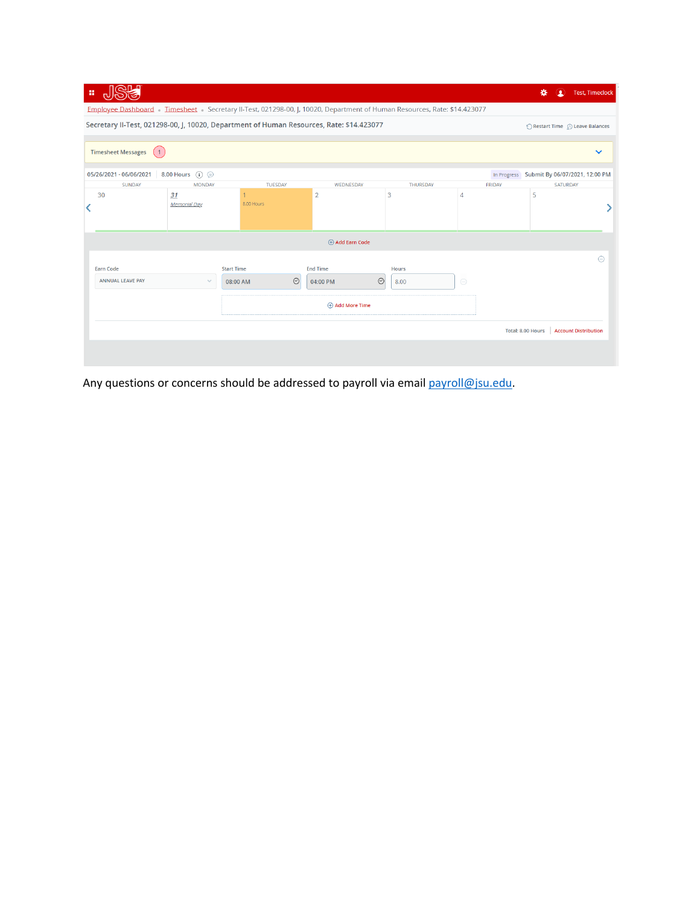JSU | Test, Timeclock

Employee Dashboard • Timesheet • Secretary II-Test, 021298-00, J, 10020, Department of Human Resources, Rate: $14.423077

Secretary II-Test, 021298-00, J, 10020, Department of Human Resources, Rate: $14.423077

Restart Time | Leave Balances

Timesheet Messages (1)

05/26/2021 - 06/06/2021 | 8.00 Hours | In Progress | Submit By 06/07/2021, 12:00 PM

| SUNDAY | MONDAY | TUESDAY | WEDNESDAY | THURSDAY | FRIDAY | SATURDAY |
|---|---|---|---|---|---|---|
| 30 | 31 Memorial Day | 1 8.00 Hours | 2 | 3 | 4 | 5 |

Add Earn Code

| Earn Code | Start Time | End Time | Hours |
|---|---|---|---|
| ANNUAL LEAVE PAY | 08:00 AM | 04:00 PM | 8.00 |

Add More Time

Total: 8.00 Hours | Account Distribution

Any questions or concerns should be addressed to payroll via email payroll@jsu.edu.